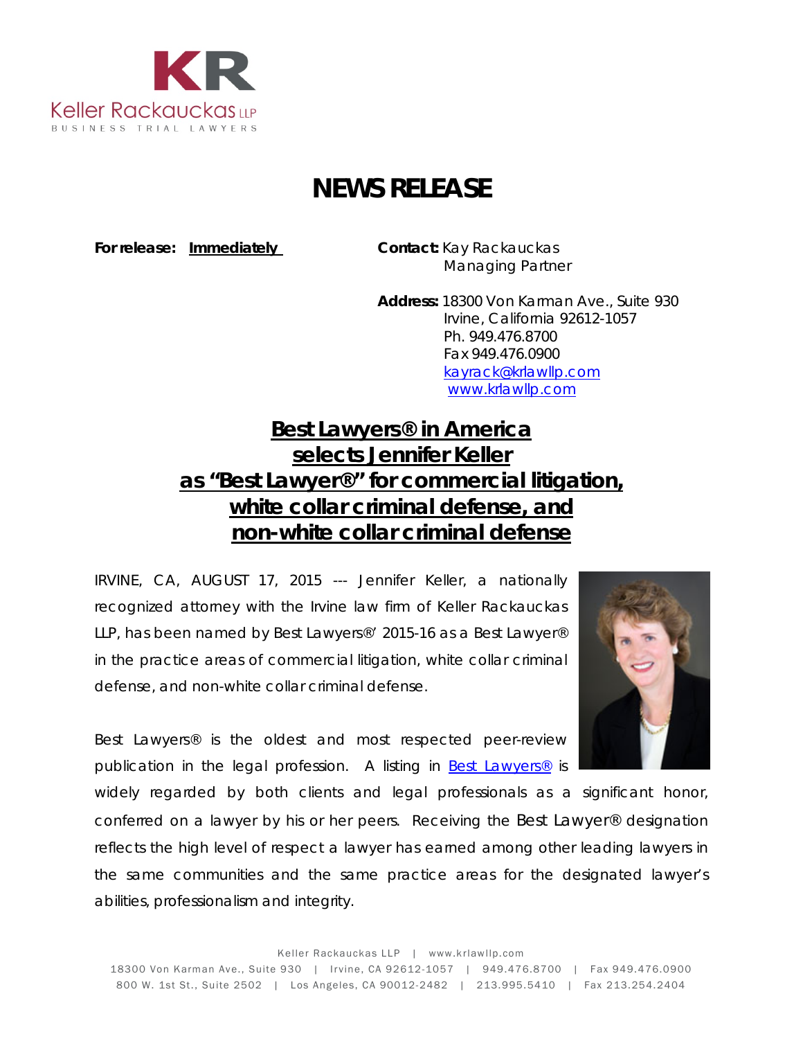Keller Rackauckas LLP
BUSINESS TRIAL LAWYERS

# NEWS RELEASE

**For release:** **Immediately**

**Contact:** Kay Rackauckas
Managing Partner

**Address:** 18300 Von Karman Ave., Suite 930
Irvine, California 92612-1057
Ph. 949.476.8700
Fax 949.476.0900
kayrack@krlawllp.com
www.krlawllp.com

## Best Lawyers® in America selects Jennifer Keller as "Best Lawyer®" for commercial litigation, white collar criminal defense, and non-white collar criminal defense

IRVINE, CA, AUGUST 17, 2015 --- Jennifer Keller, a nationally recognized attorney with the Irvine law firm of Keller Rackauckas LLP, has been named by Best Lawyers®' 2015-16 as a Best Lawyer® in the practice areas of commercial litigation, white collar criminal defense, and non-white collar criminal defense.

Best Lawyers® is the oldest and most respected peer-review publication in the legal profession. A listing in Best Lawyers® is widely regarded by both clients and legal professionals as a significant honor, conferred on a lawyer by his or her peers. Receiving the Best Lawyer® designation reflects the high level of respect a lawyer has earned among other leading lawyers in the same communities and the same practice areas for the designated lawyer's abilities, professionalism and integrity.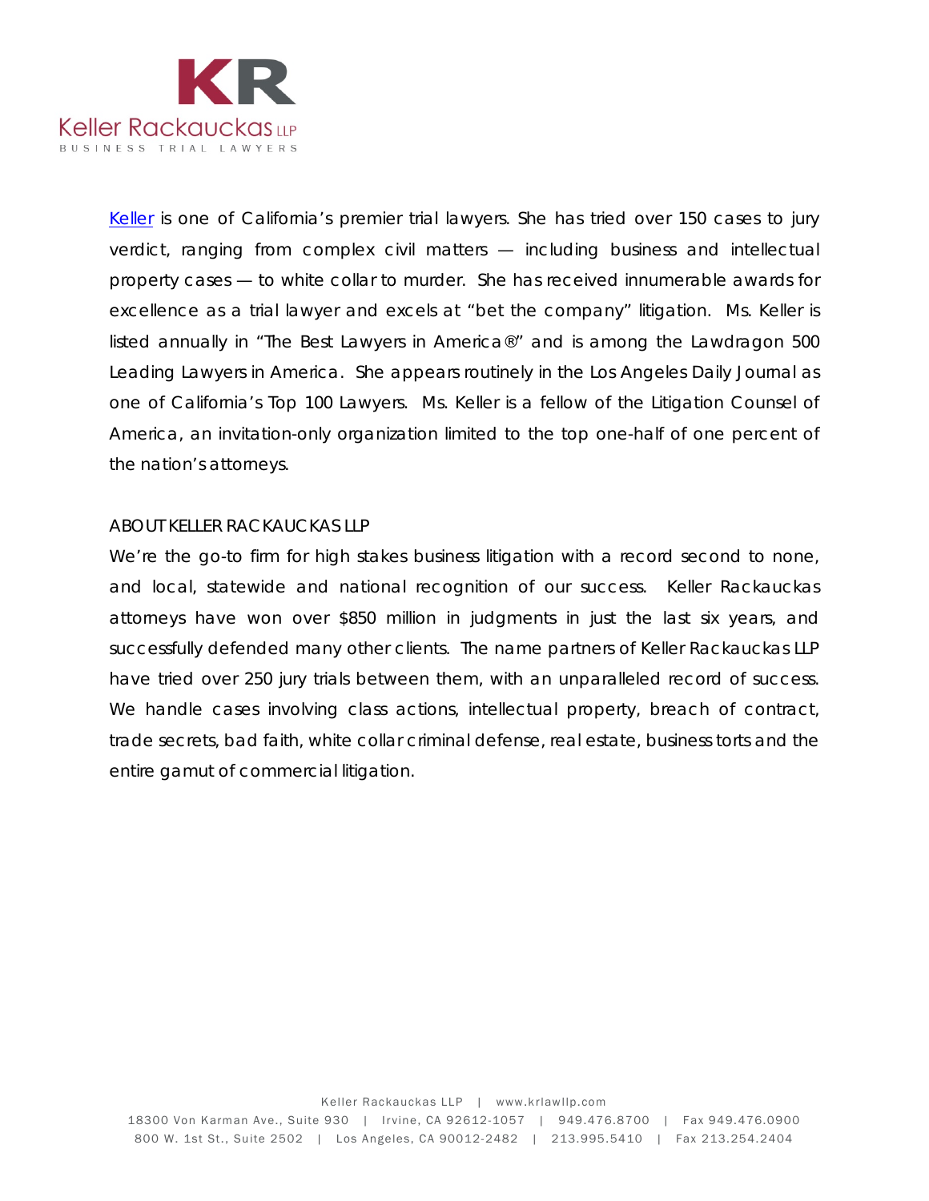Keller is one of California's premier trial lawyers. She has tried over 150 cases to jury verdict, ranging from complex civil matters — including business and intellectual property cases — to white collar to murder. She has received innumerable awards for excellence as a trial lawyer and excels at "bet the company" litigation. Ms. Keller is listed annually in "The Best Lawyers in America®" and is among the Lawdragon 500 Leading Lawyers in America. She appears routinely in the Los Angeles Daily Journal as one of California's Top 100 Lawyers. Ms. Keller is a fellow of the Litigation Counsel of America, an invitation-only organization limited to the top one-half of one percent of the nation's attorneys.

ABOUT KELLER RACKAUCKAS LLP

We're the go-to firm for high stakes business litigation with a record second to none, and local, statewide and national recognition of our success. Keller Rackauckas attorneys have won over $850 million in judgments in just the last six years, and successfully defended many other clients. The name partners of Keller Rackauckas LLP have tried over 250 jury trials between them, with an unparalleled record of success. We handle cases involving class actions, intellectual property, breach of contract, trade secrets, bad faith, white collar criminal defense, real estate, business torts and the entire gamut of commercial litigation.